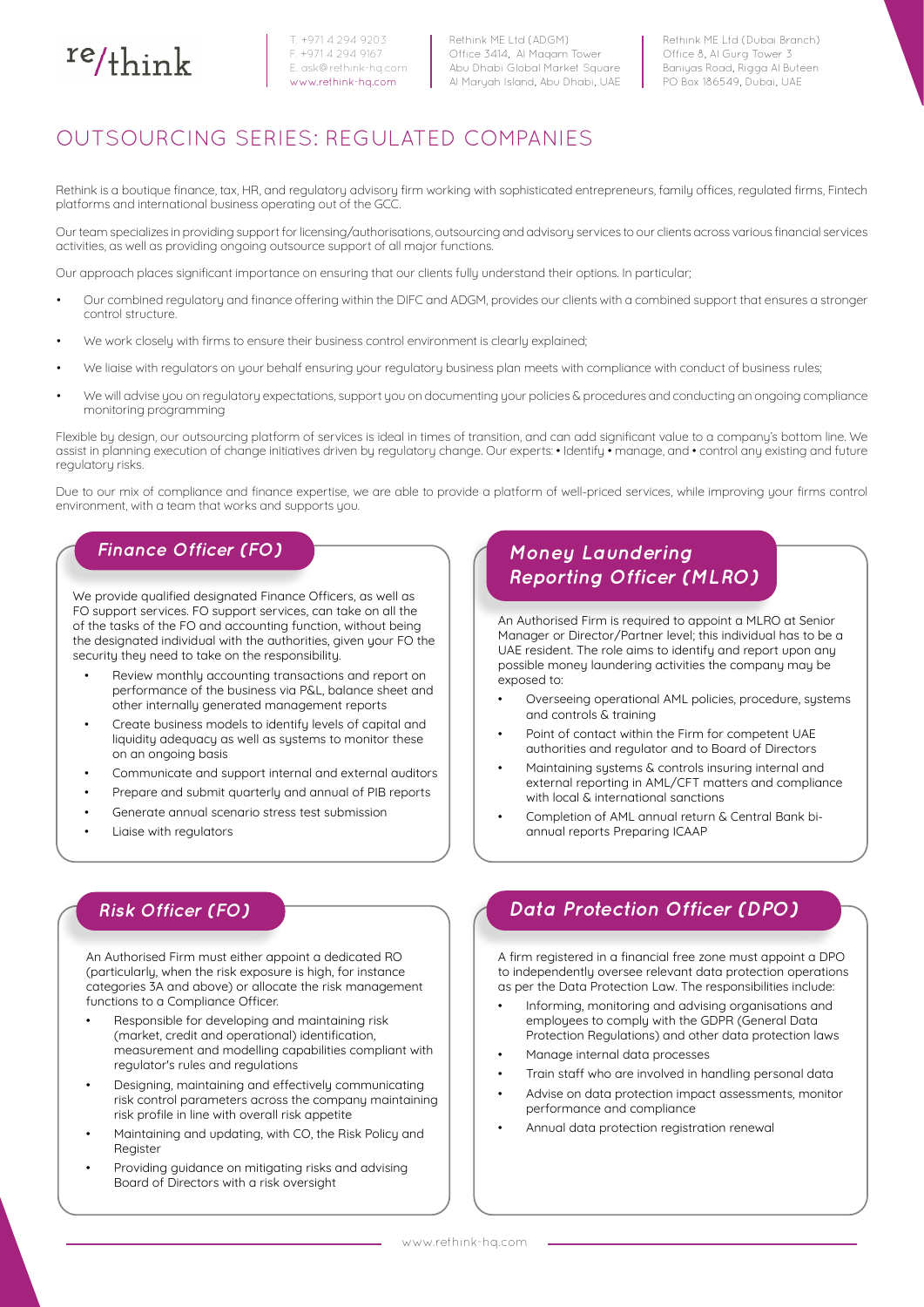re/think

T. +971 4 294 9203
F. +971 4 294 9167
E. ask@rethink-hq.com
www.rethink-hq.com

Rethink ME Ltd (ADGM)
Office 3414, Al Maqam Tower
Abu Dhabi Global Market Square
Al Maryah Island, Abu Dhabi, UAE

Rethink ME Ltd (Dubai Branch)
Office 8, Al Gurg Tower 3
Baniyas Road, Rigga Al Buteen
PO Box 186549, Dubai, UAE

# OUTSOURCING SERIES: REGULATED COMPANIES

Rethink is a boutique finance, tax, HR, and regulatory advisory firm working with sophisticated entrepreneurs, family offices, regulated firms, Fintech platforms and international business operating out of the GCC.

Our team specializes in providing support for licensing/authorisations, outsourcing and advisory services to our clients across various financial services activities, as well as providing ongoing outsource support of all major functions.

Our approach places significant importance on ensuring that our clients fully understand their options. In particular;

- Our combined regulatory and finance offering within the DIFC and ADGM, provides our clients with a combined support that ensures a stronger control structure.
- We work closely with firms to ensure their business control environment is clearly explained;
- We liaise with regulators on your behalf ensuring your regulatory business plan meets with compliance with conduct of business rules;
- We will advise you on regulatory expectations, support you on documenting your policies & procedures and conducting an ongoing compliance monitoring programming

Flexible by design, our outsourcing platform of services is ideal in times of transition, and can add significant value to a company's bottom line. We assist in planning execution of change initiatives driven by regulatory change. Our experts: • Identify • manage, and • control any existing and future regulatory risks.

Due to our mix of compliance and finance expertise, we are able to provide a platform of well-priced services, while improving your firms control environment, with a team that works and supports you.

## Finance Officer (FO)

We provide qualified designated Finance Officers, as well as FO support services. FO support services, can take on all the of the tasks of the FO and accounting function, without being the designated individual with the authorities, given your FO the security they need to take on the responsibility.

- Review monthly accounting transactions and report on performance of the business via P&L, balance sheet and other internally generated management reports
- Create business models to identify levels of capital and liquidity adequacy as well as systems to monitor these on an ongoing basis
- Communicate and support internal and external auditors
- Prepare and submit quarterly and annual of PIB reports
- Generate annual scenario stress test submission
- Liaise with regulators

## Money Laundering Reporting Officer (MLRO)

An Authorised Firm is required to appoint a MLRO at Senior Manager or Director/Partner level; this individual has to be a UAE resident. The role aims to identify and report upon any possible money laundering activities the company may be exposed to:

- Overseeing operational AML policies, procedure, systems and controls & training
- Point of contact within the Firm for competent UAE authorities and regulator and to Board of Directors
- Maintaining systems & controls insuring internal and external reporting in AML/CFT matters and compliance with local & international sanctions
- Completion of AML annual return & Central Bank bi-annual reports Preparing ICAAP

## Risk Officer (FO)

An Authorised Firm must either appoint a dedicated RO (particularly, when the risk exposure is high, for instance categories 3A and above) or allocate the risk management functions to a Compliance Officer.

- Responsible for developing and maintaining risk (market, credit and operational) identification, measurement and modelling capabilities compliant with regulator's rules and regulations
- Designing, maintaining and effectively communicating risk control parameters across the company maintaining risk profile in line with overall risk appetite
- Maintaining and updating, with CO, the Risk Policy and Register
- Providing guidance on mitigating risks and advising Board of Directors with a risk oversight

## Data Protection Officer (DPO)

A firm registered in a financial free zone must appoint a DPO to independently oversee relevant data protection operations as per the Data Protection Law. The responsibilities include:

- Informing, monitoring and advising organisations and employees to comply with the GDPR (General Data Protection Regulations) and other data protection laws
- Manage internal data processes
- Train staff who are involved in handling personal data
- Advise on data protection impact assessments, monitor performance and compliance
- Annual data protection registration renewal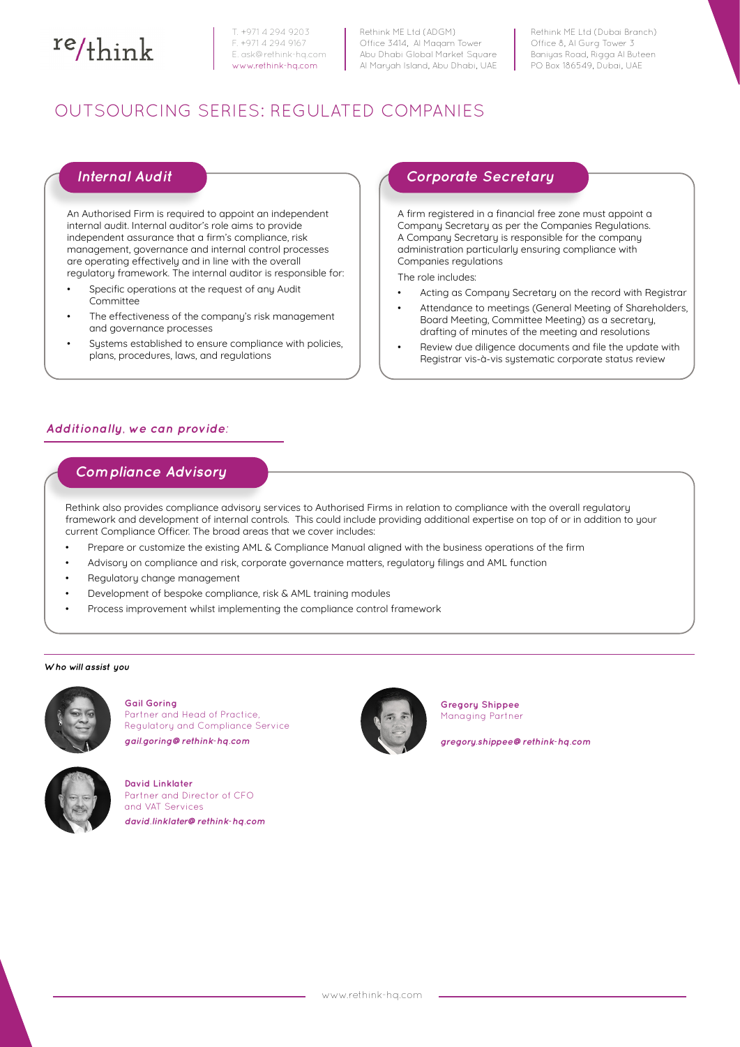re/think

T. +971 4 294 9203
F. +971 4 294 9167
E. ask@rethink-hq.com
www.rethink-hq.com

Rethink ME Ltd (ADGM)
Office 3414, Al Maqam Tower
Abu Dhabi Global Market Square
Al Maryah Island, Abu Dhabi, UAE

Rethink ME Ltd (Dubai Branch)
Office 8, Al Gurg Tower 3
Baniyas Road, Rigga Al Buteen
PO Box 186549, Dubai, UAE

# OUTSOURCING SERIES: REGULATED COMPANIES

## *Internal Audit*

An Authorised Firm is required to appoint an independent internal audit. Internal auditor's role aims to provide independent assurance that a firm's compliance, risk management, governance and internal control processes are operating effectively and in line with the overall regulatory framework. The internal auditor is responsible for:

- Specific operations at the request of any Audit Committee
- The effectiveness of the company's risk management and governance processes
- Systems established to ensure compliance with policies, plans, procedures, laws, and regulations

## *Corporate Secretary*

A firm registered in a financial free zone must appoint a Company Secretary as per the Companies Regulations. A Company Secretary is responsible for the company administration particularly ensuring compliance with Companies regulations

The role includes:

- Acting as Company Secretary on the record with Registrar
- Attendance to meetings (General Meeting of Shareholders, Board Meeting, Committee Meeting) as a secretary, drafting of minutes of the meeting and resolutions
- Review due diligence documents and file the update with Registrar vis-à-vis systematic corporate status review

*Additionally, we can provide:*

## *Compliance Advisory*

Rethink also provides compliance advisory services to Authorised Firms in relation to compliance with the overall regulatory framework and development of internal controls. This could include providing additional expertise on top of or in addition to your current Compliance Officer. The broad areas that we cover includes:

- Prepare or customize the existing AML & Compliance Manual aligned with the business operations of the firm
- Advisory on compliance and risk, corporate governance matters, regulatory filings and AML function
- Regulatory change management
- Development of bespoke compliance, risk & AML training modules
- Process improvement whilst implementing the compliance control framework

***Who will assist you***

**Gail Goring**
Partner and Head of Practice, Regulatory and Compliance Service
***gail.goring@rethink-hq.com***

**Gregory Shippee**
Managing Partner
***gregory.shippee@rethink-hq.com***

**David Linklater**
Partner and Director of CFO and VAT Services
***david.linklater@rethink-hq.com***